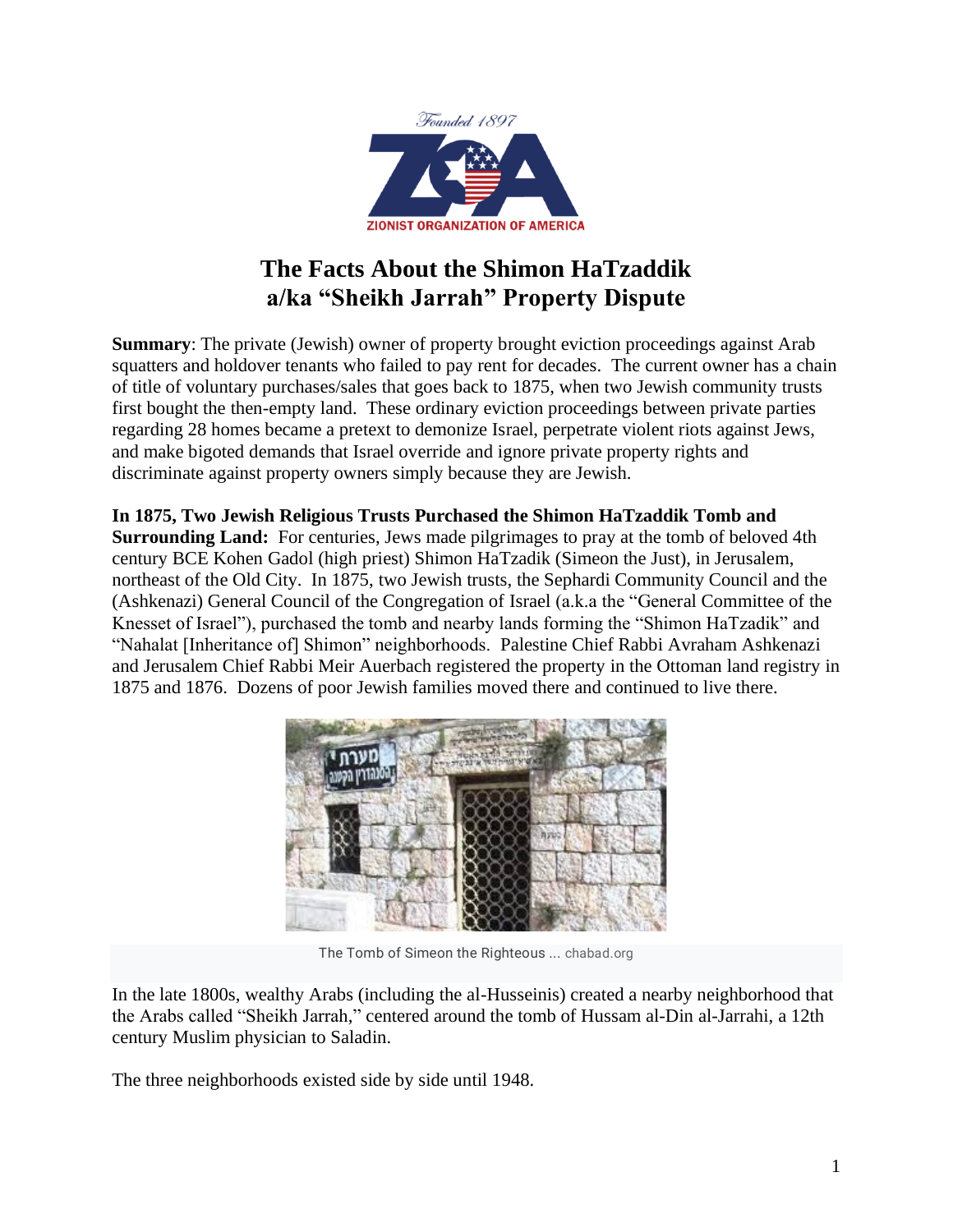Founded 1897

ZIONIST ORGANIZATION OF AMERICA

# The Facts About the Shimon HaTzaddik a/ka "Sheikh Jarrah" Property Dispute

**Summary**: The private (Jewish) owner of property brought eviction proceedings against Arab squatters and holdover tenants who failed to pay rent for decades. The current owner has a chain of title of voluntary purchases/sales that goes back to 1875, when two Jewish community trusts first bought the then-empty land. These ordinary eviction proceedings between private parties regarding 28 homes became a pretext to demonize Israel, perpetrate violent riots against Jews, and make bigoted demands that Israel override and ignore private property rights and discriminate against property owners simply because they are Jewish.

**In 1875, Two Jewish Religious Trusts Purchased the Shimon HaTzaddik Tomb and Surrounding Land:** For centuries, Jews made pilgrimages to pray at the tomb of beloved 4th century BCE Kohen Gadol (high priest) Shimon HaTzadik (Simeon the Just), in Jerusalem, northeast of the Old City. In 1875, two Jewish trusts, the Sephardi Community Council and the (Ashkenazi) General Council of the Congregation of Israel (a.k.a the "General Committee of the Knesset of Israel"), purchased the tomb and nearby lands forming the "Shimon HaTzadik" and "Nahalat [Inheritance of] Shimon" neighborhoods. Palestine Chief Rabbi Avraham Ashkenazi and Jerusalem Chief Rabbi Meir Auerbach registered the property in the Ottoman land registry in 1875 and 1876. Dozens of poor Jewish families moved there and continued to live there.

The Tomb of Simeon the Righteous ... chabad.org

In the late 1800s, wealthy Arabs (including the al-Husseinis) created a nearby neighborhood that the Arabs called "Sheikh Jarrah," centered around the tomb of Hussam al-Din al-Jarrahi, a 12th century Muslim physician to Saladin.

The three neighborhoods existed side by side until 1948.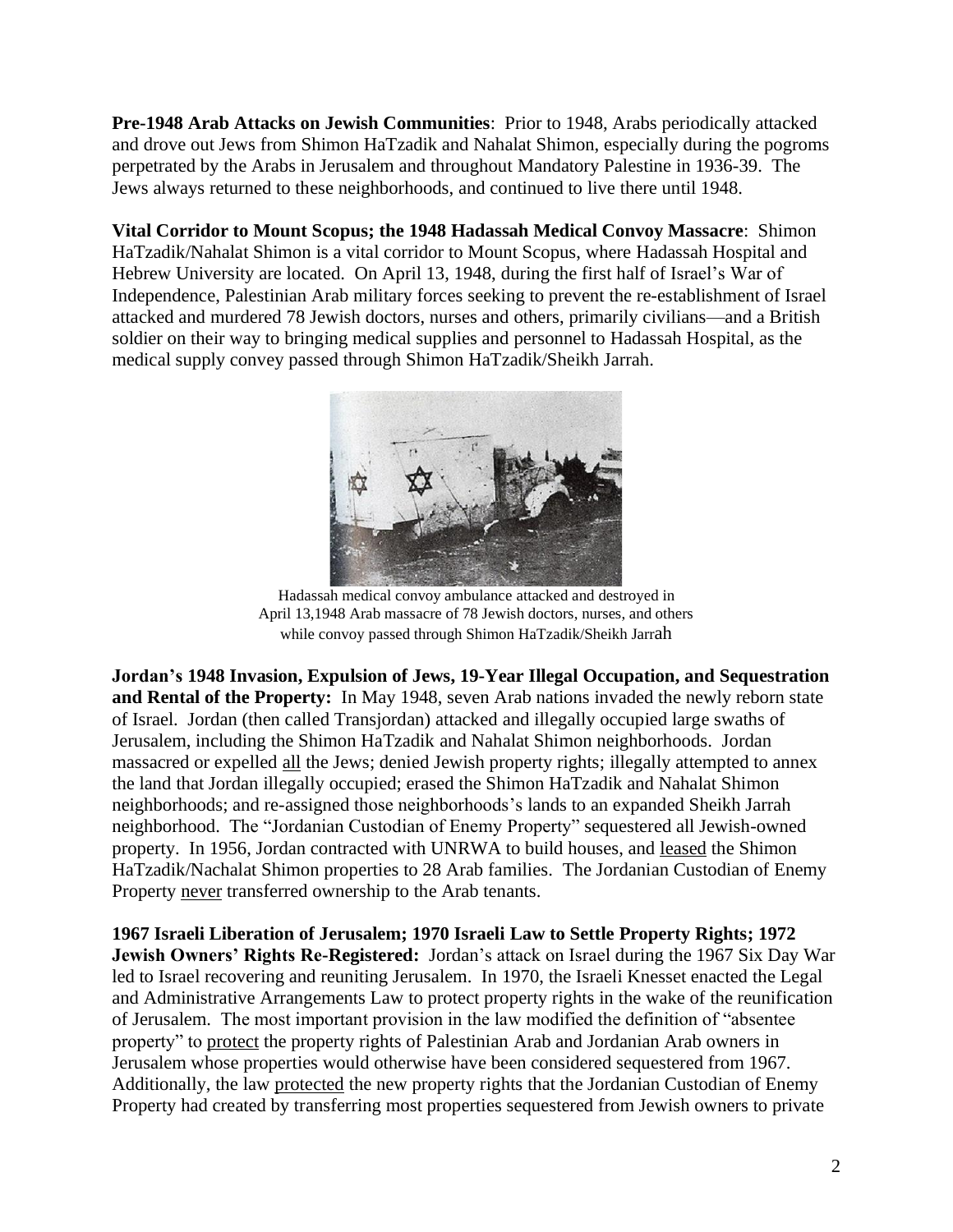**Pre-1948 Arab Attacks on Jewish Communities**: Prior to 1948, Arabs periodically attacked and drove out Jews from Shimon HaTzadik and Nahalat Shimon, especially during the pogroms perpetrated by the Arabs in Jerusalem and throughout Mandatory Palestine in 1936-39. The Jews always returned to these neighborhoods, and continued to live there until 1948.

**Vital Corridor to Mount Scopus; the 1948 Hadassah Medical Convoy Massacre**: Shimon HaTzadik/Nahalat Shimon is a vital corridor to Mount Scopus, where Hadassah Hospital and Hebrew University are located. On April 13, 1948, during the first half of Israel's War of Independence, Palestinian Arab military forces seeking to prevent the re-establishment of Israel attacked and murdered 78 Jewish doctors, nurses and others, primarily civilians—and a British soldier on their way to bringing medical supplies and personnel to Hadassah Hospital, as the medical supply convey passed through Shimon HaTzadik/Sheikh Jarrah.

Hadassah medical convoy ambulance attacked and destroyed in April 13,1948 Arab massacre of 78 Jewish doctors, nurses, and others while convoy passed through Shimon HaTzadik/Sheikh Jarrah

**Jordan's 1948 Invasion, Expulsion of Jews, 19-Year Illegal Occupation, and Sequestration and Rental of the Property:** In May 1948, seven Arab nations invaded the newly reborn state of Israel. Jordan (then called Transjordan) attacked and illegally occupied large swaths of Jerusalem, including the Shimon HaTzadik and Nahalat Shimon neighborhoods. Jordan massacred or expelled <u>all</u> the Jews; denied Jewish property rights; illegally attempted to annex the land that Jordan illegally occupied; erased the Shimon HaTzadik and Nahalat Shimon neighborhoods; and re-assigned those neighborhoods's lands to an expanded Sheikh Jarrah neighborhood. The "Jordanian Custodian of Enemy Property" sequestered all Jewish-owned property. In 1956, Jordan contracted with UNRWA to build houses, and <u>leased</u> the Shimon HaTzadik/Nachalat Shimon properties to 28 Arab families. The Jordanian Custodian of Enemy Property <u>never</u> transferred ownership to the Arab tenants.

**1967 Israeli Liberation of Jerusalem; 1970 Israeli Law to Settle Property Rights; 1972 Jewish Owners' Rights Re-Registered:** Jordan's attack on Israel during the 1967 Six Day War led to Israel recovering and reuniting Jerusalem. In 1970, the Israeli Knesset enacted the Legal and Administrative Arrangements Law to protect property rights in the wake of the reunification of Jerusalem. The most important provision in the law modified the definition of "absentee property" to <u>protect</u> the property rights of Palestinian Arab and Jordanian Arab owners in Jerusalem whose properties would otherwise have been considered sequestered from 1967. Additionally, the law <u>protected</u> the new property rights that the Jordanian Custodian of Enemy Property had created by transferring most properties sequestered from Jewish owners to private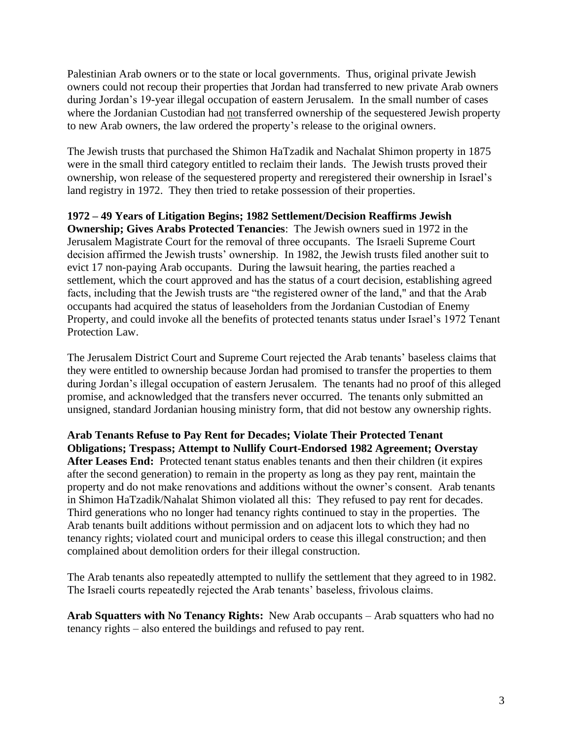Palestinian Arab owners or to the state or local governments. Thus, original private Jewish owners could not recoup their properties that Jordan had transferred to new private Arab owners during Jordan's 19-year illegal occupation of eastern Jerusalem. In the small number of cases where the Jordanian Custodian had <u>not</u> transferred ownership of the sequestered Jewish property to new Arab owners, the law ordered the property's release to the original owners.

The Jewish trusts that purchased the Shimon HaTzadik and Nachalat Shimon property in 1875 were in the small third category entitled to reclaim their lands. The Jewish trusts proved their ownership, won release of the sequestered property and reregistered their ownership in Israel's land registry in 1972. They then tried to retake possession of their properties.

**1972 – 49 Years of Litigation Begins; 1982 Settlement/Decision Reaffirms Jewish Ownership; Gives Arabs Protected Tenancies**: The Jewish owners sued in 1972 in the Jerusalem Magistrate Court for the removal of three occupants. The Israeli Supreme Court decision affirmed the Jewish trusts' ownership. In 1982, the Jewish trusts filed another suit to evict 17 non-paying Arab occupants. During the lawsuit hearing, the parties reached a settlement, which the court approved and has the status of a court decision, establishing agreed facts, including that the Jewish trusts are "the registered owner of the land," and that the Arab occupants had acquired the status of leaseholders from the Jordanian Custodian of Enemy Property, and could invoke all the benefits of protected tenants status under Israel's 1972 Tenant Protection Law.

The Jerusalem District Court and Supreme Court rejected the Arab tenants' baseless claims that they were entitled to ownership because Jordan had promised to transfer the properties to them during Jordan's illegal occupation of eastern Jerusalem. The tenants had no proof of this alleged promise, and acknowledged that the transfers never occurred. The tenants only submitted an unsigned, standard Jordanian housing ministry form, that did not bestow any ownership rights.

**Arab Tenants Refuse to Pay Rent for Decades; Violate Their Protected Tenant Obligations; Trespass; Attempt to Nullify Court-Endorsed 1982 Agreement; Overstay After Leases End:** Protected tenant status enables tenants and then their children (it expires after the second generation) to remain in the property as long as they pay rent, maintain the property and do not make renovations and additions without the owner's consent. Arab tenants in Shimon HaTzadik/Nahalat Shimon violated all this: They refused to pay rent for decades. Third generations who no longer had tenancy rights continued to stay in the properties. The Arab tenants built additions without permission and on adjacent lots to which they had no tenancy rights; violated court and municipal orders to cease this illegal construction; and then complained about demolition orders for their illegal construction.

The Arab tenants also repeatedly attempted to nullify the settlement that they agreed to in 1982. The Israeli courts repeatedly rejected the Arab tenants' baseless, frivolous claims.

**Arab Squatters with No Tenancy Rights:** New Arab occupants – Arab squatters who had no tenancy rights – also entered the buildings and refused to pay rent.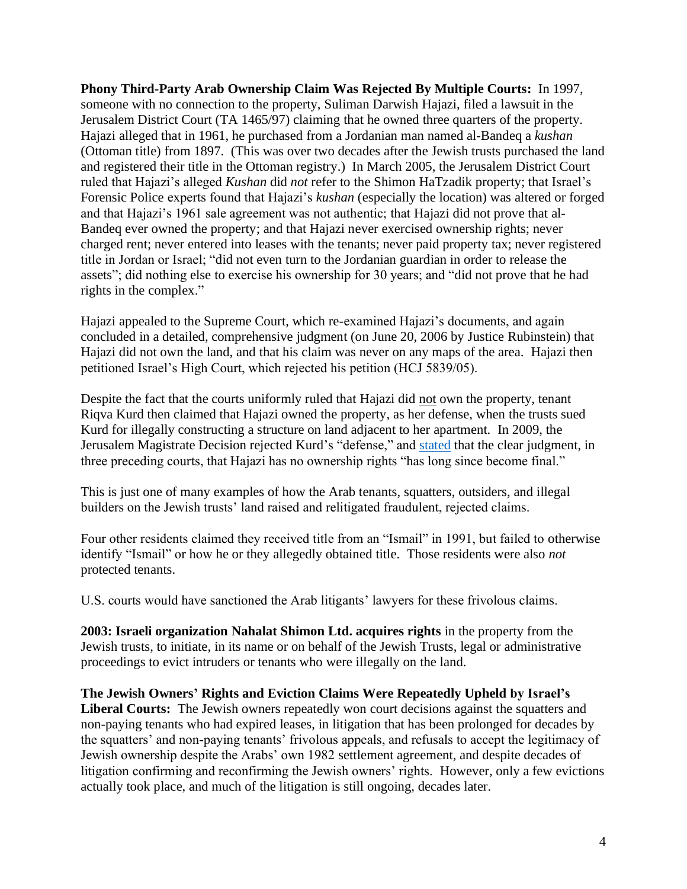**Phony Third-Party Arab Ownership Claim Was Rejected By Multiple Courts:** In 1997, someone with no connection to the property, Suliman Darwish Hajazi, filed a lawsuit in the Jerusalem District Court (TA 1465/97) claiming that he owned three quarters of the property. Hajazi alleged that in 1961, he purchased from a Jordanian man named al-Bandeq a *kushan* (Ottoman title) from 1897. (This was over two decades after the Jewish trusts purchased the land and registered their title in the Ottoman registry.) In March 2005, the Jerusalem District Court ruled that Hajazi's alleged *Kushan* did *not* refer to the Shimon HaTzadik property; that Israel's Forensic Police experts found that Hajazi's *kushan* (especially the location) was altered or forged and that Hajazi's 1961 sale agreement was not authentic; that Hajazi did not prove that al-Bandeq ever owned the property; and that Hajazi never exercised ownership rights; never charged rent; never entered into leases with the tenants; never paid property tax; never registered title in Jordan or Israel; "did not even turn to the Jordanian guardian in order to release the assets"; did nothing else to exercise his ownership for 30 years; and "did not prove that he had rights in the complex."

Hajazi appealed to the Supreme Court, which re-examined Hajazi's documents, and again concluded in a detailed, comprehensive judgment (on June 20, 2006 by Justice Rubinstein) that Hajazi did not own the land, and that his claim was never on any maps of the area. Hajazi then petitioned Israel's High Court, which rejected his petition (HCJ 5839/05).

Despite the fact that the courts uniformly ruled that Hajazi did <u>not</u> own the property, tenant Riqva Kurd then claimed that Hajazi owned the property, as her defense, when the trusts sued Kurd for illegally constructing a structure on land adjacent to her apartment. In 2009, the Jerusalem Magistrate Decision rejected Kurd's "defense," and stated that the clear judgment, in three preceding courts, that Hajazi has no ownership rights "has long since become final."

This is just one of many examples of how the Arab tenants, squatters, outsiders, and illegal builders on the Jewish trusts' land raised and relitigated fraudulent, rejected claims.

Four other residents claimed they received title from an "Ismail" in 1991, but failed to otherwise identify "Ismail" or how he or they allegedly obtained title. Those residents were also *not* protected tenants.

U.S. courts would have sanctioned the Arab litigants' lawyers for these frivolous claims.

**2003: Israeli organization Nahalat Shimon Ltd. acquires rights** in the property from the Jewish trusts, to initiate, in its name or on behalf of the Jewish Trusts, legal or administrative proceedings to evict intruders or tenants who were illegally on the land.

**The Jewish Owners' Rights and Eviction Claims Were Repeatedly Upheld by Israel's Liberal Courts:** The Jewish owners repeatedly won court decisions against the squatters and non-paying tenants who had expired leases, in litigation that has been prolonged for decades by the squatters' and non-paying tenants' frivolous appeals, and refusals to accept the legitimacy of Jewish ownership despite the Arabs' own 1982 settlement agreement, and despite decades of litigation confirming and reconfirming the Jewish owners' rights. However, only a few evictions actually took place, and much of the litigation is still ongoing, decades later.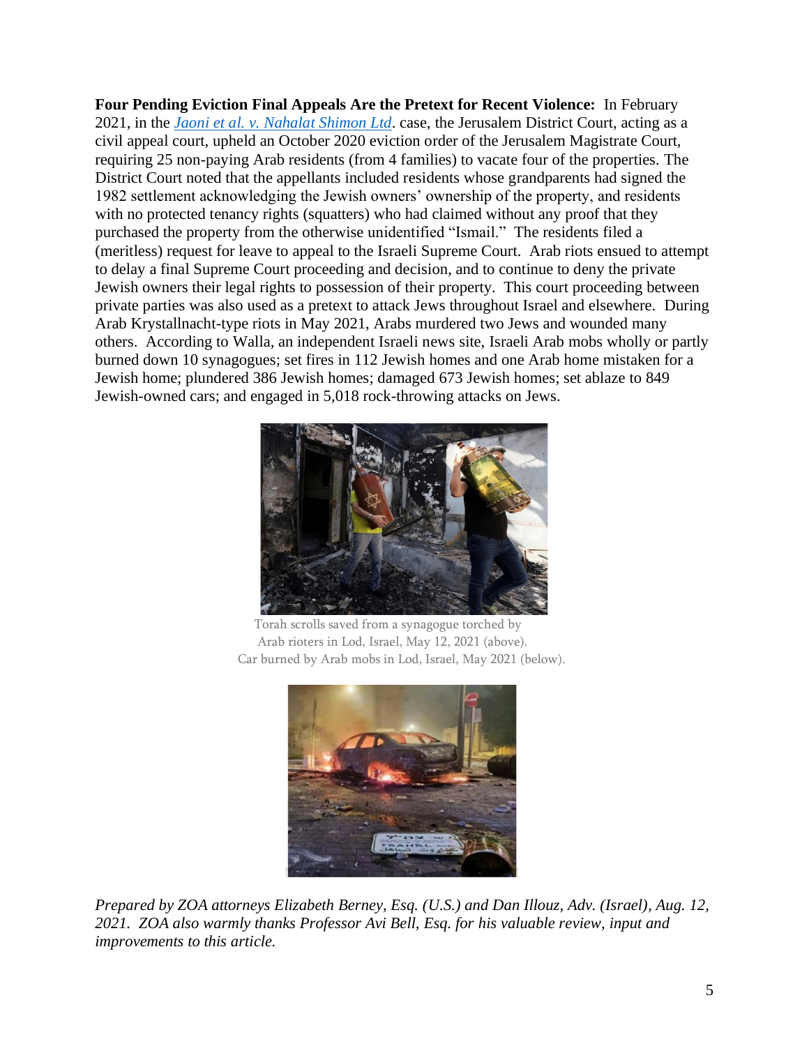**Four Pending Eviction Final Appeals Are the Pretext for Recent Violence:** In February 2021, in the *Jaoni et al. v. Nahalat Shimon Ltd*. case, the Jerusalem District Court, acting as a civil appeal court, upheld an October 2020 eviction order of the Jerusalem Magistrate Court, requiring 25 non-paying Arab residents (from 4 families) to vacate four of the properties. The District Court noted that the appellants included residents whose grandparents had signed the 1982 settlement acknowledging the Jewish owners' ownership of the property, and residents with no protected tenancy rights (squatters) who had claimed without any proof that they purchased the property from the otherwise unidentified "Ismail." The residents filed a (meritless) request for leave to appeal to the Israeli Supreme Court. Arab riots ensued to attempt to delay a final Supreme Court proceeding and decision, and to continue to deny the private Jewish owners their legal rights to possession of their property. This court proceeding between private parties was also used as a pretext to attack Jews throughout Israel and elsewhere. During Arab Krystallnacht-type riots in May 2021, Arabs murdered two Jews and wounded many others. According to Walla, an independent Israeli news site, Israeli Arab mobs wholly or partly burned down 10 synagogues; set fires in 112 Jewish homes and one Arab home mistaken for a Jewish home; plundered 386 Jewish homes; damaged 673 Jewish homes; set ablaze to 849 Jewish-owned cars; and engaged in 5,018 rock-throwing attacks on Jews.

Torah scrolls saved from a synagogue torched by Arab rioters in Lod, Israel, May 12, 2021 (above).
Car burned by Arab mobs in Lod, Israel, May 2021 (below).

*Prepared by ZOA attorneys Elizabeth Berney, Esq. (U.S.) and Dan Illouz, Adv. (Israel), Aug. 12, 2021. ZOA also warmly thanks Professor Avi Bell, Esq. for his valuable review, input and improvements to this article.*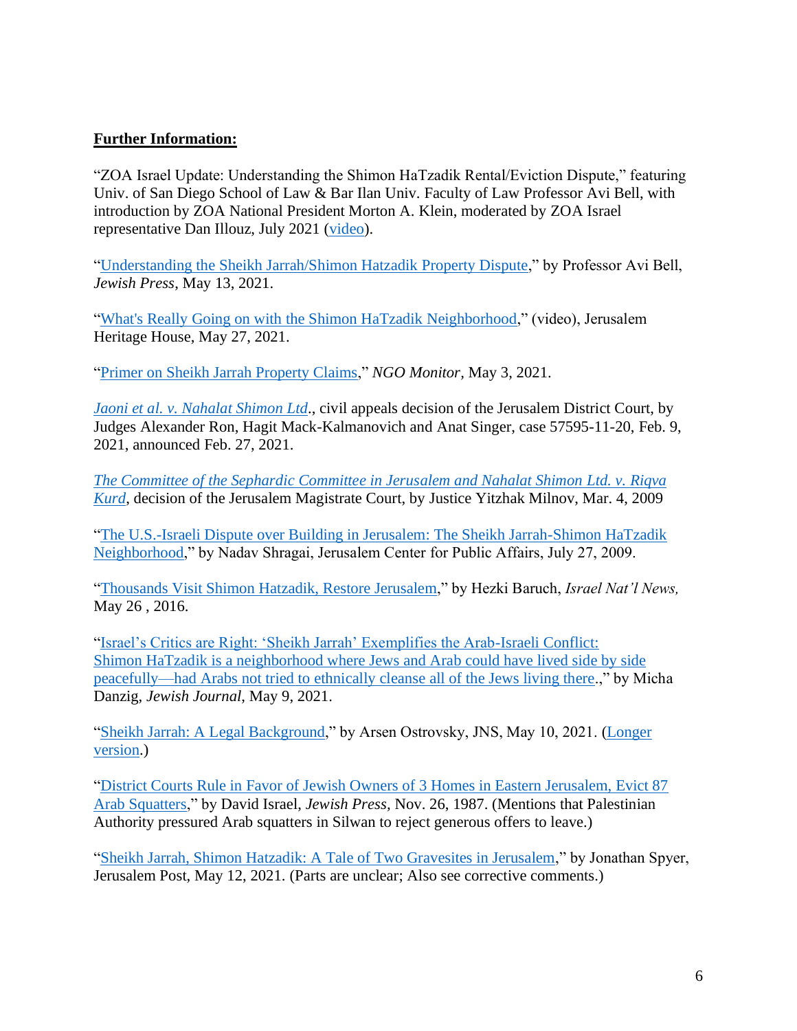**Further Information:**

"ZOA Israel Update: Understanding the Shimon HaTzadik Rental/Eviction Dispute," featuring Univ. of San Diego School of Law & Bar Ilan Univ. Faculty of Law Professor Avi Bell, with introduction by ZOA National President Morton A. Klein, moderated by ZOA Israel representative Dan Illouz, July 2021 (video).

"Understanding the Sheikh Jarrah/Shimon Hatzadik Property Dispute," by Professor Avi Bell, *Jewish Press*, May 13, 2021.

"What's Really Going on with the Shimon HaTzadik Neighborhood," (video), Jerusalem Heritage House, May 27, 2021.

"Primer on Sheikh Jarrah Property Claims," *NGO Monitor*, May 3, 2021.

*Jaoni et al. v. Nahalat Shimon Ltd*., civil appeals decision of the Jerusalem District Court, by Judges Alexander Ron, Hagit Mack-Kalmanovich and Anat Singer, case 57595-11-20, Feb. 9, 2021, announced Feb. 27, 2021.

*The Committee of the Sephardic Committee in Jerusalem and Nahalat Shimon Ltd. v. Riqva Kurd*, decision of the Jerusalem Magistrate Court, by Justice Yitzhak Milnov, Mar. 4, 2009

"The U.S.-Israeli Dispute over Building in Jerusalem: The Sheikh Jarrah-Shimon HaTzadik Neighborhood," by Nadav Shragai, Jerusalem Center for Public Affairs, July 27, 2009.

"Thousands Visit Shimon Hatzadik, Restore Jerusalem," by Hezki Baruch, *Israel Nat'l News,* May 26 , 2016.

"Israel's Critics are Right: 'Sheikh Jarrah' Exemplifies the Arab-Israeli Conflict: Shimon HaTzadik is a neighborhood where Jews and Arab could have lived side by side peacefully—had Arabs not tried to ethnically cleanse all of the Jews living there.," by Micha Danzig, *Jewish Journal*, May 9, 2021.

"Sheikh Jarrah: A Legal Background," by Arsen Ostrovsky, JNS, May 10, 2021. (Longer version.)

"District Courts Rule in Favor of Jewish Owners of 3 Homes in Eastern Jerusalem, Evict 87 Arab Squatters," by David Israel, *Jewish Press,* Nov. 26, 1987. (Mentions that Palestinian Authority pressured Arab squatters in Silwan to reject generous offers to leave.)

"Sheikh Jarrah, Shimon Hatzadik: A Tale of Two Gravesites in Jerusalem," by Jonathan Spyer, Jerusalem Post, May 12, 2021. (Parts are unclear; Also see corrective comments.)